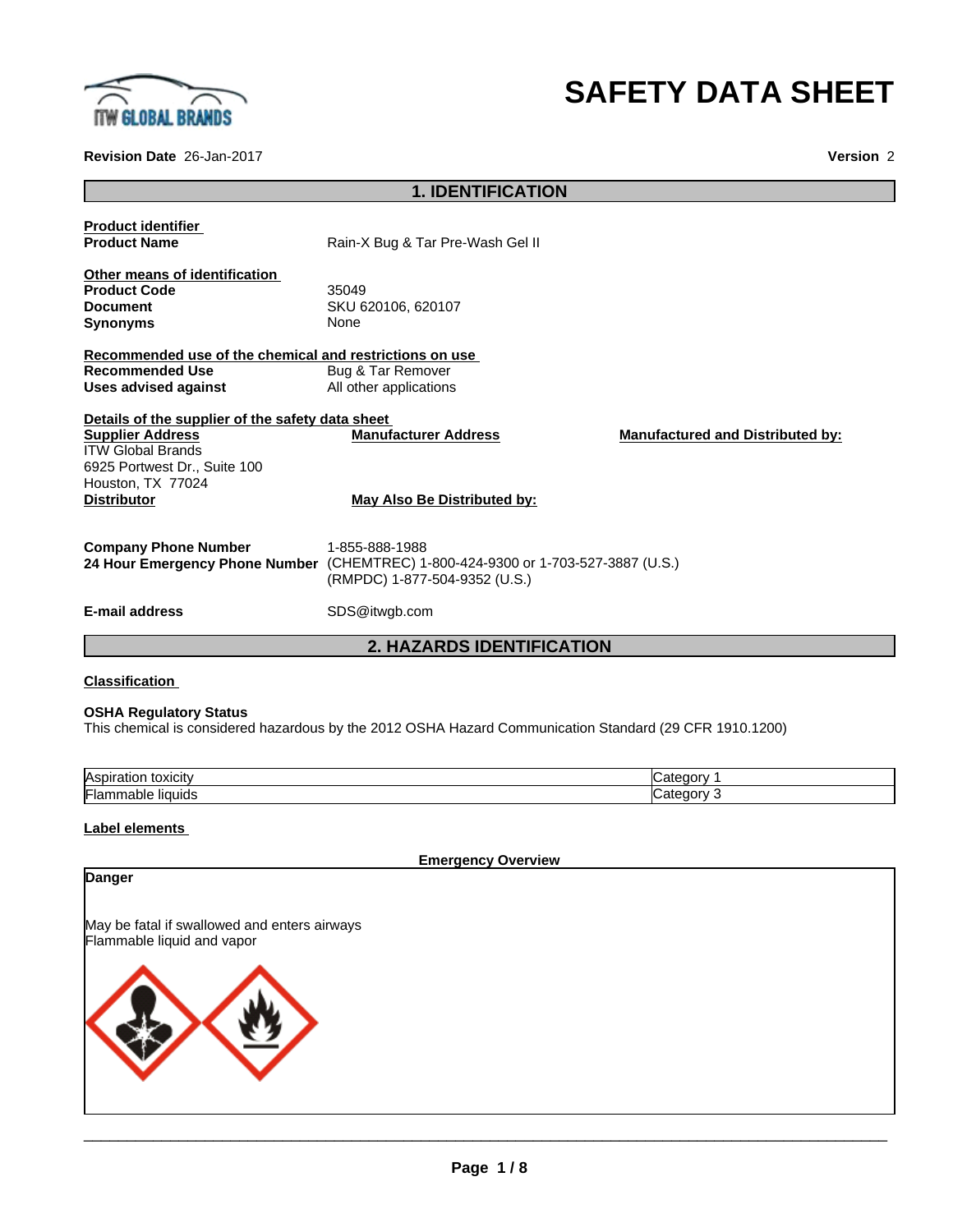# SAFETY DATA SHEET

**Revision Date** 26-Jan-2017

**Version** 2

## 1. IDENTIFICATION

**Product identifier**

**Product Name** Rain-X Bug & Tar Pre-Wash Gel II

**Other means of identification**

**Product Code** 35049

**Document** SKU 620106, 620107

**Synonyms** None

**Recommended use of the chemical and restrictions on use**

**Recommended Use** Bug & Tar Remover

**Uses advised against** All other applications

**Details of the supplier of the safety data sheet**

**Supplier Address**
ITW Global Brands
6925 Portwest Dr., Suite 100
Houston, TX 77024

**Manufacturer Address**

**Manufactured and Distributed by:**

**Distributor**

**May Also Be Distributed by:**

**Company Phone Number** 1-855-888-1988

**24 Hour Emergency Phone Number** (CHEMTREC) 1-800-424-9300 or 1-703-527-3887 (U.S.)
(RMPDC) 1-877-504-9352 (U.S.)

**E-mail address** SDS@itwgb.com

## 2. HAZARDS IDENTIFICATION

**Classification**

**OSHA Regulatory Status**

This chemical is considered hazardous by the 2012 OSHA Hazard Communication Standard (29 CFR 1910.1200)

| Hazard | Category |
|---|---|
| Aspiration toxicity | Category 1 |
| Flammable liquids | Category 3 |

**Label elements**

**Emergency Overview**

**Danger**

May be fatal if swallowed and enters airways
Flammable liquid and vapor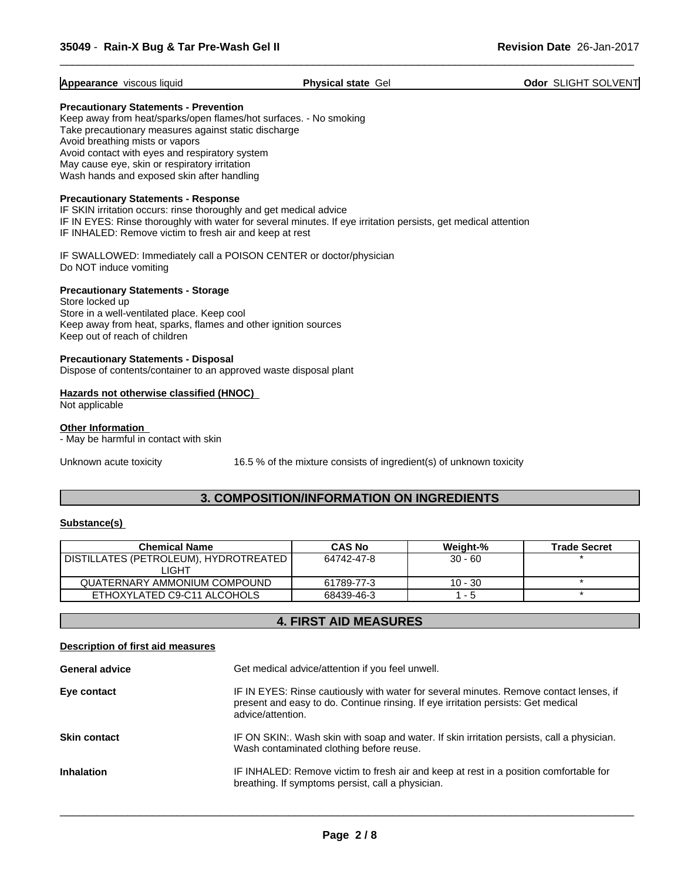**Appearance** viscous liquid | **Physical state** Gel | **Odor** SLIGHT SOLVENT

**Precautionary Statements - Prevention**

Keep away from heat/sparks/open flames/hot surfaces. - No smoking
Take precautionary measures against static discharge
Avoid breathing mists or vapors
Avoid contact with eyes and respiratory system
May cause eye, skin or respiratory irritation
Wash hands and exposed skin after handling

**Precautionary Statements - Response**

IF SKIN irritation occurs: rinse thoroughly and get medical advice
IF IN EYES: Rinse thoroughly with water for several minutes. If eye irritation persists, get medical attention
IF INHALED: Remove victim to fresh air and keep at rest

IF SWALLOWED: Immediately call a POISON CENTER or doctor/physician
Do NOT induce vomiting

**Precautionary Statements - Storage**

Store locked up
Store in a well-ventilated place. Keep cool
Keep away from heat, sparks, flames and other ignition sources
Keep out of reach of children

**Precautionary Statements - Disposal**

Dispose of contents/container to an approved waste disposal plant

**Hazards not otherwise classified (HNOC)**

Not applicable

**Other Information**

- May be harmful in contact with skin

Unknown acute toxicity 16.5 % of the mixture consists of ingredient(s) of unknown toxicity

## 3. COMPOSITION/INFORMATION ON INGREDIENTS

**Substance(s)**

| Chemical Name | CAS No | Weight-% | Trade Secret |
|---|---|---|---|
| DISTILLATES (PETROLEUM), HYDROTREATED LIGHT | 64742-47-8 | 30 - 60 | * |
| QUATERNARY AMMONIUM COMPOUND | 61789-77-3 | 10 - 30 | * |
| ETHOXYLATED C9-C11 ALCOHOLS | 68439-46-3 | 1 - 5 | * |

## 4. FIRST AID MEASURES

**Description of first aid measures**

**General advice** Get medical advice/attention if you feel unwell.

**Eye contact** IF IN EYES: Rinse cautiously with water for several minutes. Remove contact lenses, if present and easy to do. Continue rinsing. If eye irritation persists: Get medical advice/attention.

**Skin contact** IF ON SKIN:. Wash skin with soap and water. If skin irritation persists, call a physician. Wash contaminated clothing before reuse.

**Inhalation** IF INHALED: Remove victim to fresh air and keep at rest in a position comfortable for breathing. If symptoms persist, call a physician.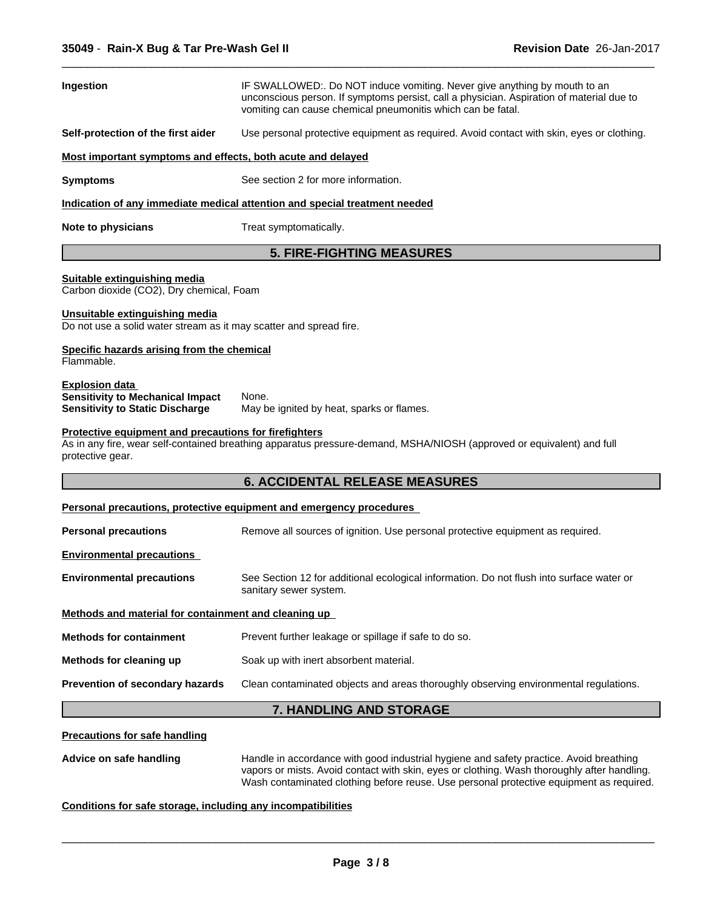**Ingestion** IF SWALLOWED:. Do NOT induce vomiting. Never give anything by mouth to an unconscious person. If symptoms persist, call a physician. Aspiration of material due to vomiting can cause chemical pneumonitis which can be fatal.

**Self-protection of the first aider** Use personal protective equipment as required. Avoid contact with skin, eyes or clothing.

**Most important symptoms and effects, both acute and delayed**

**Symptoms** See section 2 for more information.

**Indication of any immediate medical attention and special treatment needed**

**Note to physicians** Treat symptomatically.

## 5. FIRE-FIGHTING MEASURES

**Suitable extinguishing media**

Carbon dioxide ($CO_2$), Dry chemical, Foam

**Unsuitable extinguishing media**

Do not use a solid water stream as it may scatter and spread fire.

**Specific hazards arising from the chemical**

Flammable.

**Explosion data**

**Sensitivity to Mechanical Impact** None.

**Sensitivity to Static Discharge** May be ignited by heat, sparks or flames.

**Protective equipment and precautions for firefighters**

As in any fire, wear self-contained breathing apparatus pressure-demand, MSHA/NIOSH (approved or equivalent) and full protective gear.

## 6. ACCIDENTAL RELEASE MEASURES

**Personal precautions, protective equipment and emergency procedures**

**Personal precautions** Remove all sources of ignition. Use personal protective equipment as required.

**Environmental precautions**

**Environmental precautions** See Section 12 for additional ecological information. Do not flush into surface water or sanitary sewer system.

**Methods and material for containment and cleaning up**

**Methods for containment** Prevent further leakage or spillage if safe to do so.

**Methods for cleaning up** Soak up with inert absorbent material.

**Prevention of secondary hazards** Clean contaminated objects and areas thoroughly observing environmental regulations.

## 7. HANDLING AND STORAGE

**Precautions for safe handling**

**Advice on safe handling** Handle in accordance with good industrial hygiene and safety practice. Avoid breathing vapors or mists. Avoid contact with skin, eyes or clothing. Wash thoroughly after handling. Wash contaminated clothing before reuse. Use personal protective equipment as required.

**Conditions for safe storage, including any incompatibilities**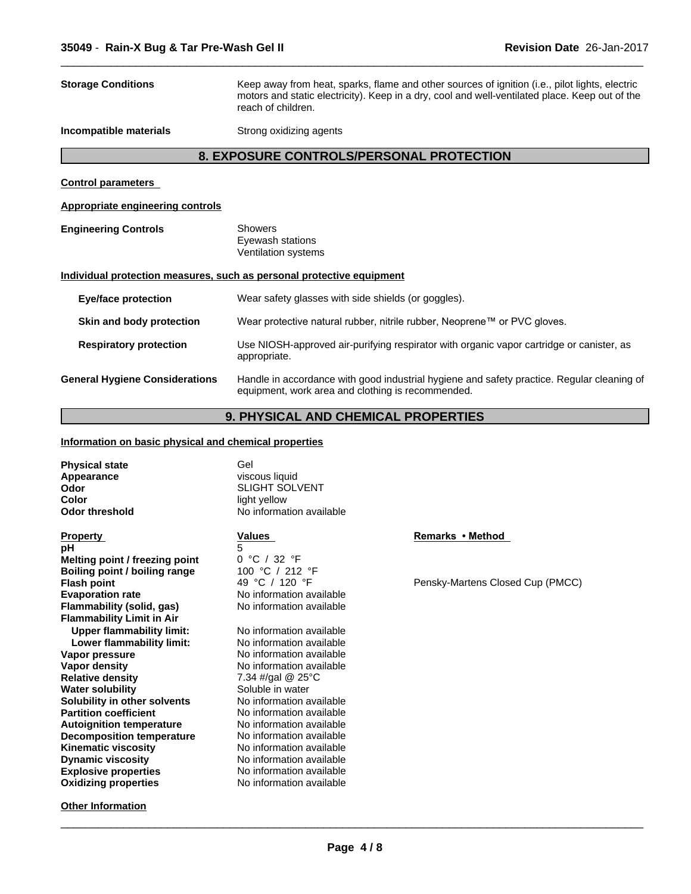| | |
|---|---|
| **Storage Conditions** | Keep away from heat, sparks, flame and other sources of ignition (i.e., pilot lights, electric motors and static electricity). Keep in a dry, cool and well-ventilated place. Keep out of the reach of children. |
| **Incompatible materials** | Strong oxidizing agents |

## 8. EXPOSURE CONTROLS/PERSONAL PROTECTION

**Control parameters**

**Appropriate engineering controls**

| | |
|---|---|
| **Engineering Controls** | Showers<br>Eyewash stations<br>Ventilation systems |

**Individual protection measures, such as personal protective equipment**

| | |
|---|---|
| **Eye/face protection** | Wear safety glasses with side shields (or goggles). |
| **Skin and body protection** | Wear protective natural rubber, nitrile rubber, Neoprene™ or PVC gloves. |
| **Respiratory protection** | Use NIOSH-approved air-purifying respirator with organic vapor cartridge or canister, as appropriate. |
| **General Hygiene Considerations** | Handle in accordance with good industrial hygiene and safety practice. Regular cleaning of equipment, work area and clothing is recommended. |

## 9. PHYSICAL AND CHEMICAL PROPERTIES

**Information on basic physical and chemical properties**

| | |
|---|---|
| **Physical state** | Gel |
| **Appearance** | viscous liquid |
| **Odor** | SLIGHT SOLVENT |
| **Color** | light yellow |
| **Odor threshold** | No information available |

| Property | Values | Remarks • Method |
|---|---|---|
| **pH** | 5 | |
| **Melting point / freezing point** | 0 °C / 32 °F | |
| **Boiling point / boiling range** | 100 °C / 212 °F | |
| **Flash point** | 49 °C / 120 °F | Pensky-Martens Closed Cup (PMCC) |
| **Evaporation rate** | No information available | |
| **Flammability (solid, gas)** | No information available | |
| **Flammability Limit in Air** | | |
| **Upper flammability limit:** | No information available | |
| **Lower flammability limit:** | No information available | |
| **Vapor pressure** | No information available | |
| **Vapor density** | No information available | |
| **Relative density** | 7.34 #/gal @ 25°C | |
| **Water solubility** | Soluble in water | |
| **Solubility in other solvents** | No information available | |
| **Partition coefficient** | No information available | |
| **Autoignition temperature** | No information available | |
| **Decomposition temperature** | No information available | |
| **Kinematic viscosity** | No information available | |
| **Dynamic viscosity** | No information available | |
| **Explosive properties** | No information available | |
| **Oxidizing properties** | No information available | |

**Other Information**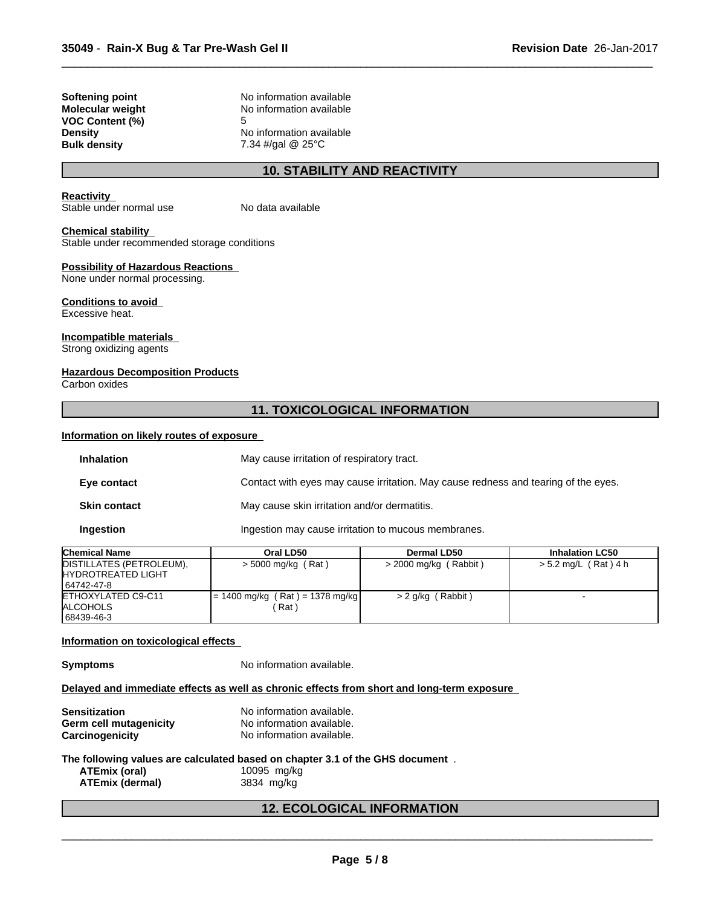| | |
|---|---|
| **Softening point** | No information available |
| **Molecular weight** | No information available |
| **VOC Content (%)** | 5 |
| **Density** | No information available |
| **Bulk density** | 7.34 #/gal @ 25°C |

## 10. STABILITY AND REACTIVITY

**Reactivity**
Stable under normal use No data available

**Chemical stability**
Stable under recommended storage conditions

**Possibility of Hazardous Reactions**
None under normal processing.

**Conditions to avoid**
Excessive heat.

**Incompatible materials**
Strong oxidizing agents

**Hazardous Decomposition Products**
Carbon oxides

## 11. TOXICOLOGICAL INFORMATION

**Information on likely routes of exposure**

| | |
|---|---|
| **Inhalation** | May cause irritation of respiratory tract. |
| **Eye contact** | Contact with eyes may cause irritation. May cause redness and tearing of the eyes. |
| **Skin contact** | May cause skin irritation and/or dermatitis. |
| **Ingestion** | Ingestion may cause irritation to mucous membranes. |

| Chemical Name | Oral LD50 | Dermal LD50 | Inhalation LC50 |
|---|---|---|---|
| DISTILLATES (PETROLEUM), HYDROTREATED LIGHT 64742-47-8 | > 5000 mg/kg ( Rat ) | > 2000 mg/kg ( Rabbit ) | > 5.2 mg/L ( Rat ) 4 h |
| ETHOXYLATED C9-C11 ALCOHOLS 68439-46-3 | = 1400 mg/kg ( Rat ) = 1378 mg/kg ( Rat ) | > 2 g/kg ( Rabbit ) | - |

**Information on toxicological effects**

**Symptoms** No information available.

**Delayed and immediate effects as well as chronic effects from short and long-term exposure**

| | |
|---|---|
| **Sensitization** | No information available. |
| **Germ cell mutagenicity** | No information available. |
| **Carcinogenicity** | No information available. |

**The following values are calculated based on chapter 3.1 of the GHS document** .

| | |
|---|---|
| **ATEmix (oral)** | 10095 mg/kg |
| **ATEmix (dermal)** | 3834 mg/kg |

## 12. ECOLOGICAL INFORMATION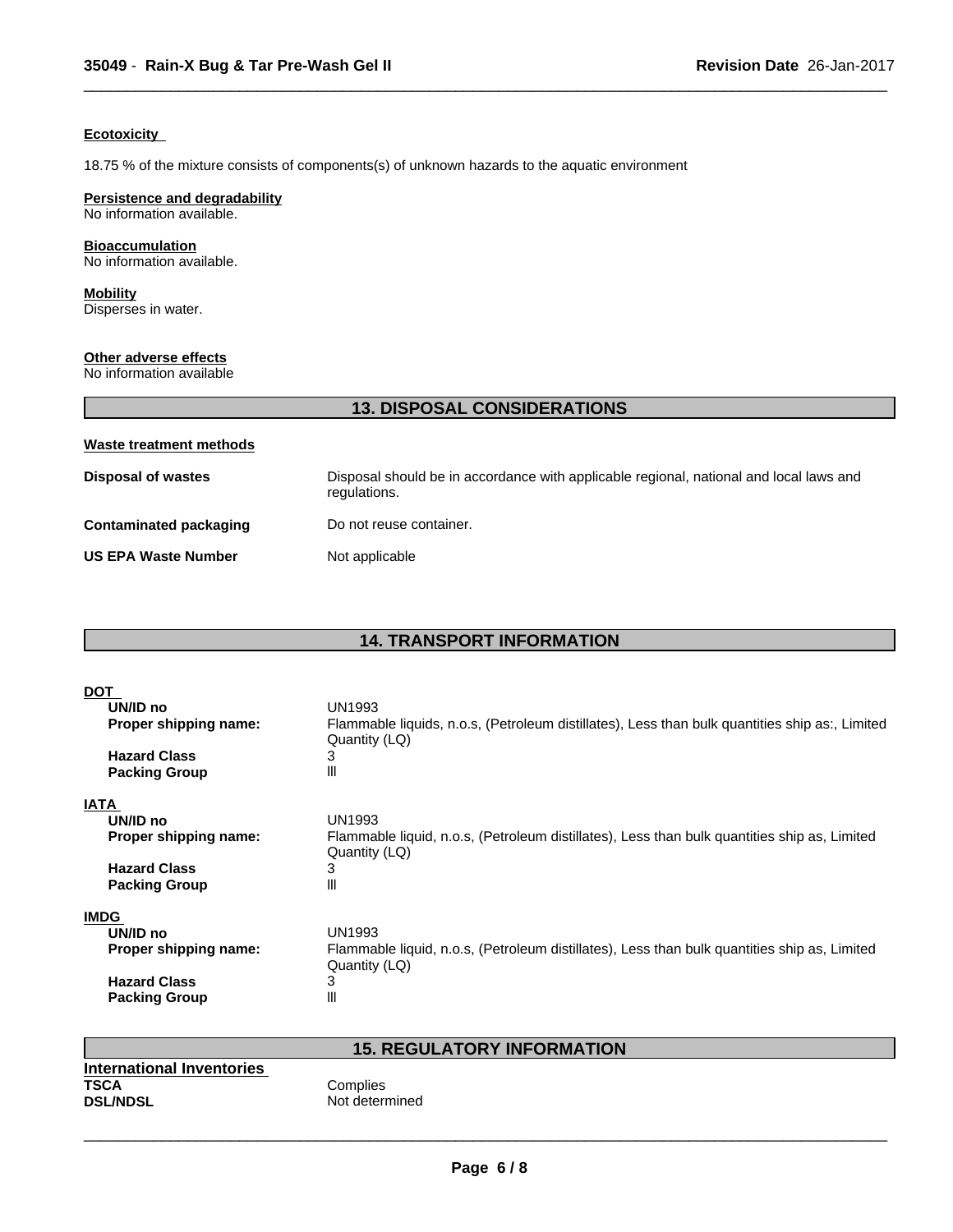#### Ecotoxicity

18.75 % of the mixture consists of components(s) of unknown hazards to the aquatic environment

#### Persistence and degradability

No information available.

#### Bioaccumulation

No information available.

#### Mobility

Disperses in water.

#### Other adverse effects

No information available

## 13. DISPOSAL CONSIDERATIONS

#### Waste treatment methods

| | |
|---|---|
| **Disposal of wastes** | Disposal should be in accordance with applicable regional, national and local laws and regulations. |
| **Contaminated packaging** | Do not reuse container. |
| **US EPA Waste Number** | Not applicable |

## 14. TRANSPORT INFORMATION

#### DOT

| | |
|---|---|
| **UN/ID no** | UN1993 |
| **Proper shipping name:** | Flammable liquids, n.o.s, (Petroleum distillates), Less than bulk quantities ship as:, Limited Quantity (LQ) |
| **Hazard Class** | 3 |
| **Packing Group** | III |

#### IATA

| | |
|---|---|
| **UN/ID no** | UN1993 |
| **Proper shipping name:** | Flammable liquid, n.o.s, (Petroleum distillates), Less than bulk quantities ship as, Limited Quantity (LQ) |
| **Hazard Class** | 3 |
| **Packing Group** | III |

#### IMDG

| | |
|---|---|
| **UN/ID no** | UN1993 |
| **Proper shipping name:** | Flammable liquid, n.o.s, (Petroleum distillates), Less than bulk quantities ship as, Limited Quantity (LQ) |
| **Hazard Class** | 3 |
| **Packing Group** | III |

## 15. REGULATORY INFORMATION

#### International Inventories

| | |
|---|---|
| **TSCA** | Complies |
| **DSL/NDSL** | Not determined |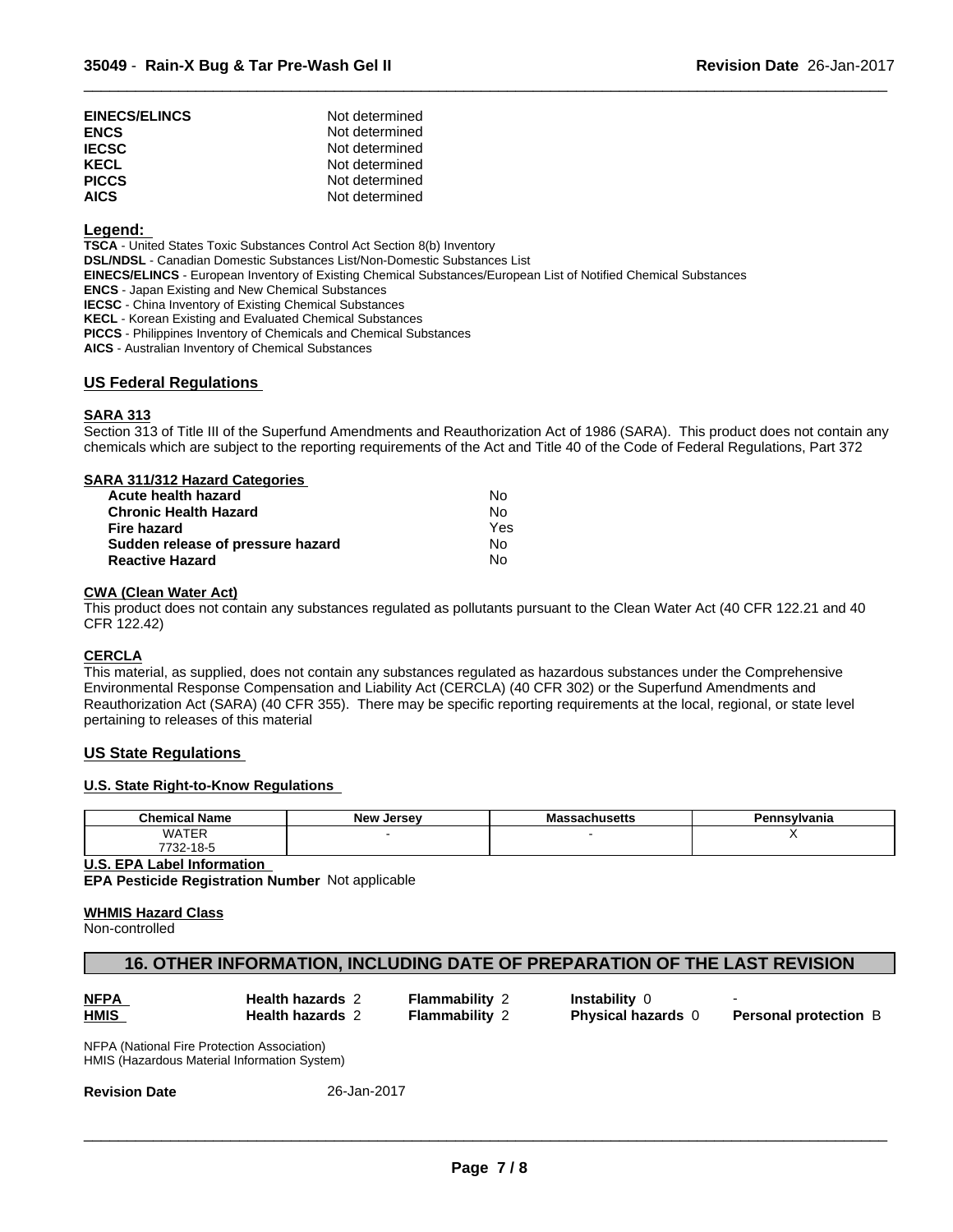| | |
|---|---|
| **EINECS/ELINCS** | Not determined |
| **ENCS** | Not determined |
| **IECSC** | Not determined |
| **KECL** | Not determined |
| **PICCS** | Not determined |
| **AICS** | Not determined |

**Legend:**

**TSCA** - United States Toxic Substances Control Act Section 8(b) Inventory
**DSL/NDSL** - Canadian Domestic Substances List/Non-Domestic Substances List
**EINECS/ELINCS** - European Inventory of Existing Chemical Substances/European List of Notified Chemical Substances
**ENCS** - Japan Existing and New Chemical Substances
**IECSC** - China Inventory of Existing Chemical Substances
**KECL** - Korean Existing and Evaluated Chemical Substances
**PICCS** - Philippines Inventory of Chemicals and Chemical Substances
**AICS** - Australian Inventory of Chemical Substances

## US Federal Regulations

**SARA 313**

Section 313 of Title III of the Superfund Amendments and Reauthorization Act of 1986 (SARA). This product does not contain any chemicals which are subject to the reporting requirements of the Act and Title 40 of the Code of Federal Regulations, Part 372

**SARA 311/312 Hazard Categories**

| | |
|---|---|
| **Acute health hazard** | No |
| **Chronic Health Hazard** | No |
| **Fire hazard** | Yes |
| **Sudden release of pressure hazard** | No |
| **Reactive Hazard** | No |

**CWA (Clean Water Act)**

This product does not contain any substances regulated as pollutants pursuant to the Clean Water Act (40 CFR 122.21 and 40 CFR 122.42)

**CERCLA**

This material, as supplied, does not contain any substances regulated as hazardous substances under the Comprehensive Environmental Response Compensation and Liability Act (CERCLA) (40 CFR 302) or the Superfund Amendments and Reauthorization Act (SARA) (40 CFR 355). There may be specific reporting requirements at the local, regional, or state level pertaining to releases of this material

## US State Regulations

**U.S. State Right-to-Know Regulations**

| Chemical Name | New Jersey | Massachusetts | Pennsylvania |
|---|---|---|---|
| WATER 7732-18-5 | - | - | X |

**U.S. EPA Label Information**

**EPA Pesticide Registration Number** Not applicable

**WHMIS Hazard Class**

Non-controlled

## 16. OTHER INFORMATION, INCLUDING DATE OF PREPARATION OF THE LAST REVISION

| | | | | |
|---|---|---|---|---|
| **NFPA** | **Health hazards** 2 | **Flammability** 2 | **Instability** 0 | - |
| **HMIS** | **Health hazards** 2 | **Flammability** 2 | **Physical hazards** 0 | **Personal protection** B |

NFPA (National Fire Protection Association)
HMIS (Hazardous Material Information System)

**Revision Date** 26-Jan-2017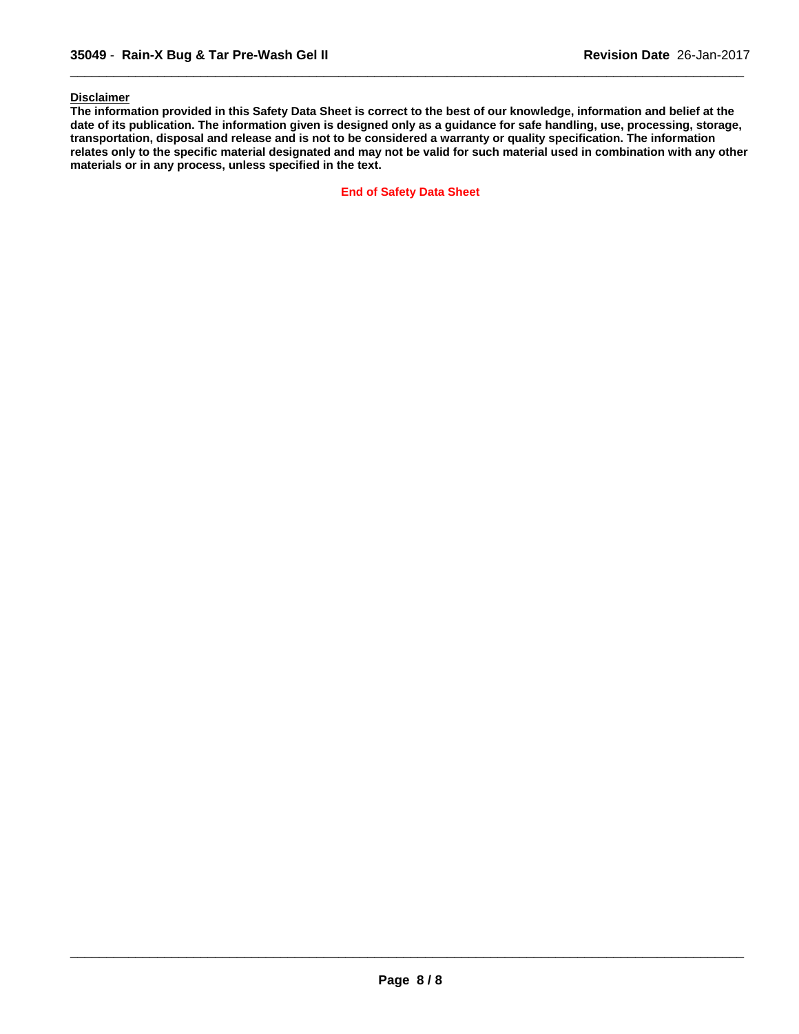**Disclaimer**

**The information provided in this Safety Data Sheet is correct to the best of our knowledge, information and belief at the date of its publication. The information given is designed only as a guidance for safe handling, use, processing, storage, transportation, disposal and release and is not to be considered a warranty or quality specification. The information relates only to the specific material designated and may not be valid for such material used in combination with any other materials or in any process, unless specified in the text.**

**End of Safety Data Sheet**